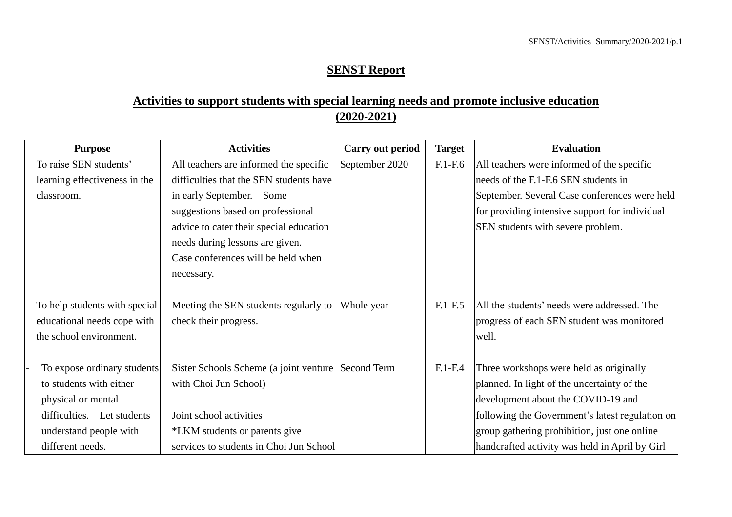# SENST Report

## Activities to support students with special learning needs and promote inclusive education (2020-2021)

| Purpose | Activities | Carry out period | Target | Evaluation |
|---|---|---|---|---|
| To raise SEN students' learning effectiveness in the classroom. | All teachers are informed the specific difficulties that the SEN students have in early September. Some suggestions based on professional advice to cater their special education needs during lessons are given. Case conferences will be held when necessary. | September 2020 | F.1-F.6 | All teachers were informed of the specific needs of the F.1-F.6 SEN students in September. Several Case conferences were held for providing intensive support for individual SEN students with severe problem. |
| To help students with special educational needs cope with the school environment. | Meeting the SEN students regularly to check their progress. | Whole year | F.1-F.5 | All the students' needs were addressed. The progress of each SEN student was monitored well. |
| - To expose ordinary students to students with either physical or mental difficulties. Let students understand people with different needs. | Sister Schools Scheme (a joint venture with Choi Jun School)<br><br>Joint school activities<br>*LKM students or parents give services to students in Choi Jun School | Second Term | F.1-F.4 | Three workshops were held as originally planned. In light of the uncertainty of the development about the COVID-19 and following the Government's latest regulation on group gathering prohibition, just one online handcrafted activity was held in April by Girl |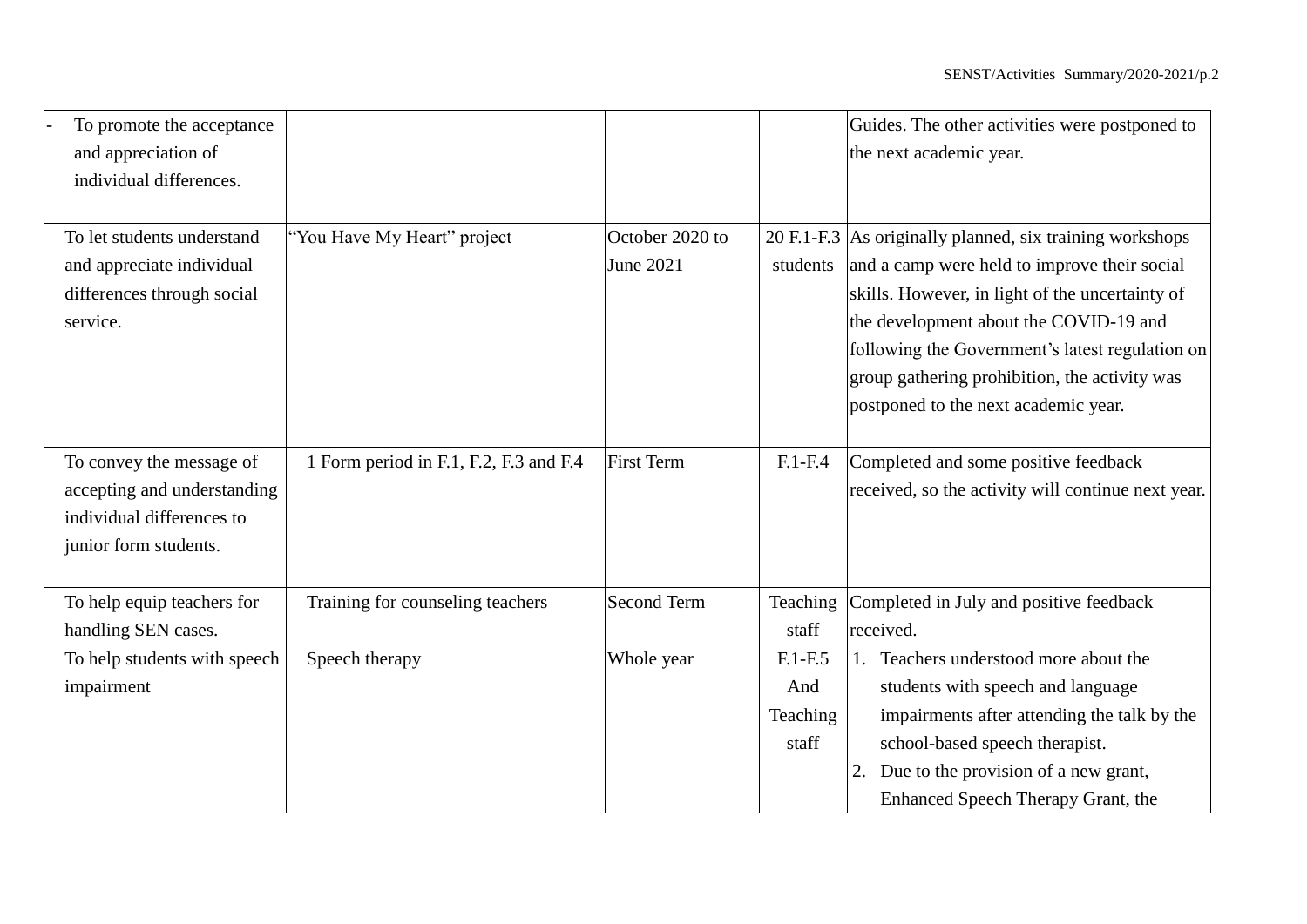| | | | | |
|---|---|---|---|---|
| - To promote the acceptance and appreciation of individual differences. | | | | Guides. The other activities were postponed to the next academic year. |
| To let students understand and appreciate individual differences through social service. | "You Have My Heart" project | October 2020 to June 2021 | 20 F.1-F.3 students | As originally planned, six training workshops and a camp were held to improve their social skills. However, in light of the uncertainty of the development about the COVID-19 and following the Government's latest regulation on group gathering prohibition, the activity was postponed to the next academic year. |
| To convey the message of accepting and understanding individual differences to junior form students. | 1 Form period in F.1, F.2, F.3 and F.4 | First Term | F.1-F.4 | Completed and some positive feedback received, so the activity will continue next year. |
| To help equip teachers for handling SEN cases. | Training for counseling teachers | Second Term | Teaching staff | Completed in July and positive feedback received. |
| To help students with speech impairment | Speech therapy | Whole year | F.1-F.5 And Teaching staff | 1. Teachers understood more about the students with speech and language impairments after attending the talk by the school-based speech therapist.<br>2. Due to the provision of a new grant, Enhanced Speech Therapy Grant, the |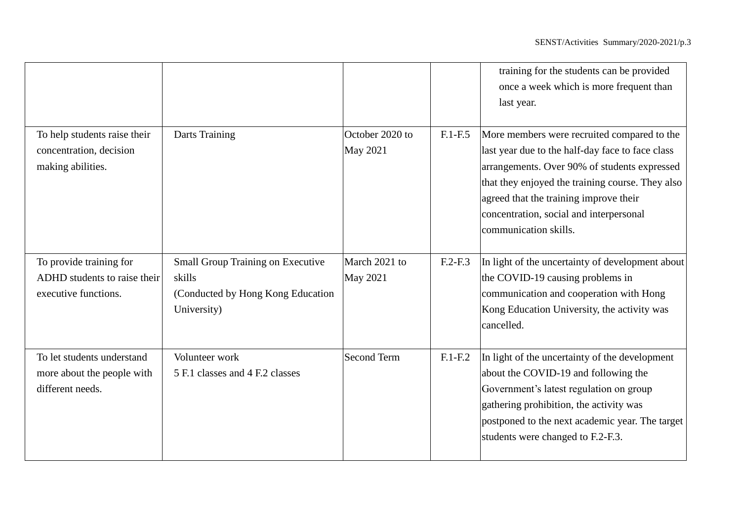| | | | | |
|---|---|---|---|---|
| | | | | training for the students can be provided once a week which is more frequent than last year. |
| To help students raise their concentration, decision making abilities. | Darts Training | October 2020 to May 2021 | F.1-F.5 | More members were recruited compared to the last year due to the half-day face to face class arrangements. Over 90% of students expressed that they enjoyed the training course. They also agreed that the training improve their concentration, social and interpersonal communication skills. |
| To provide training for ADHD students to raise their executive functions. | Small Group Training on Executive skills (Conducted by Hong Kong Education University) | March 2021 to May 2021 | F.2-F.3 | In light of the uncertainty of development about the COVID-19 causing problems in communication and cooperation with Hong Kong Education University, the activity was cancelled. |
| To let students understand more about the people with different needs. | Volunteer work 5 F.1 classes and 4 F.2 classes | Second Term | F.1-F.2 | In light of the uncertainty of the development about the COVID-19 and following the Government's latest regulation on group gathering prohibition, the activity was postponed to the next academic year. The target students were changed to F.2-F.3. |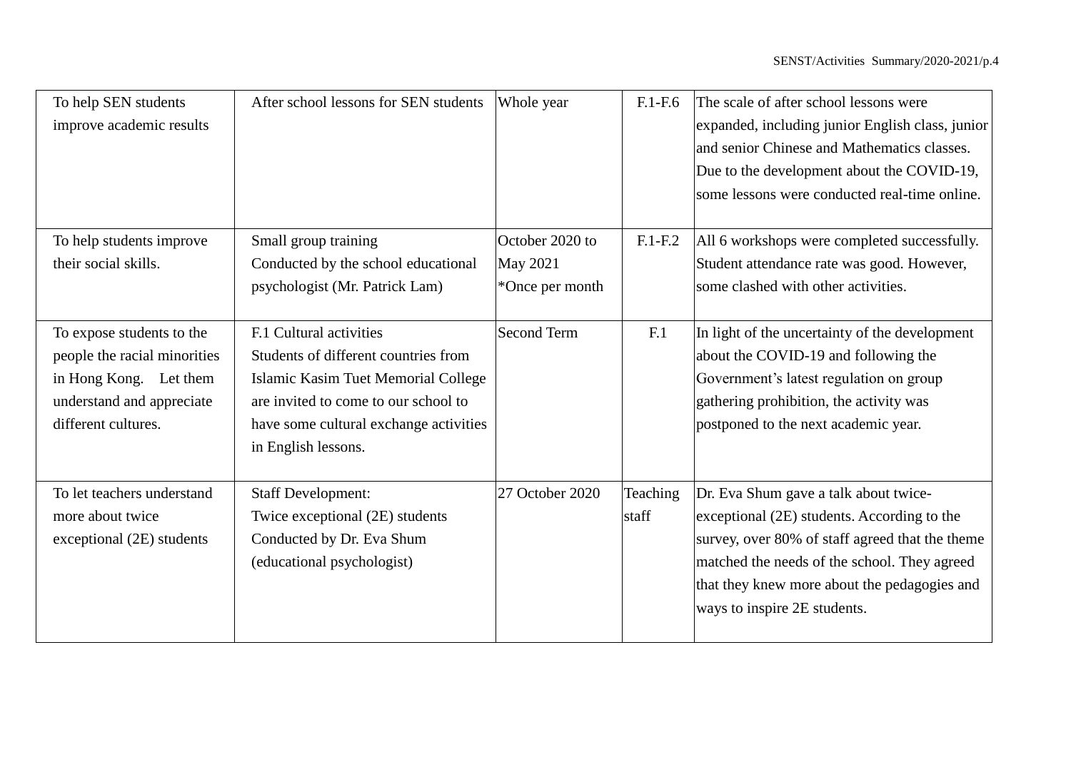| | | | | |
|---|---|---|---|---|
| To help SEN students improve academic results | After school lessons for SEN students | Whole year | F.1-F.6 | The scale of after school lessons were expanded, including junior English class, junior and senior Chinese and Mathematics classes. Due to the development about the COVID-19, some lessons were conducted real-time online. |
| To help students improve their social skills. | Small group training<br>Conducted by the school educational psychologist (Mr. Patrick Lam) | October 2020 to May 2021<br>*Once per month | F.1-F.2 | All 6 workshops were completed successfully. Student attendance rate was good. However, some clashed with other activities. |
| To expose students to the people the racial minorities in Hong Kong. Let them understand and appreciate different cultures. | F.1 Cultural activities<br>Students of different countries from Islamic Kasim Tuet Memorial College are invited to come to our school to have some cultural exchange activities in English lessons. | Second Term | F.1 | In light of the uncertainty of the development about the COVID-19 and following the Government's latest regulation on group gathering prohibition, the activity was postponed to the next academic year. |
| To let teachers understand more about twice exceptional (2E) students | Staff Development:<br>Twice exceptional (2E) students<br>Conducted by Dr. Eva Shum (educational psychologist) | 27 October 2020 | Teaching staff | Dr. Eva Shum gave a talk about twice-exceptional (2E) students. According to the survey, over 80% of staff agreed that the theme matched the needs of the school. They agreed that they knew more about the pedagogies and ways to inspire 2E students. |